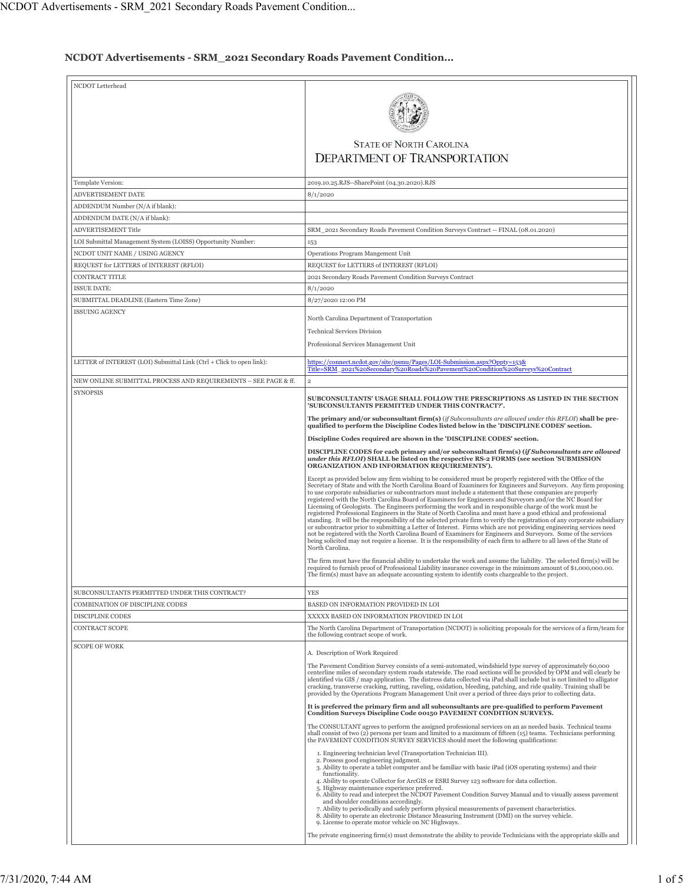## NCDOT Advertisements - SRM_2021 Secondary Roads Pavement Condition...

| NCDOT Letterhead | STATE OF NORTH CAROLINA<br>DEPARTMENT OF TRANSPORTATION |
|---|---|
| Template Version: | 2019.10.25.RJS--SharePoint (04.30.2020).RJS |
| ADVERTISEMENT DATE | 8/1/2020 |
| ADDENDUM Number (N/A if blank): | |
| ADDENDUM DATE (N/A if blank): | |
| ADVERTISEMENT Title | SRM_2021 Secondary Roads Pavement Condition Surveys Contract -- FINAL (08.01.2020) |
| LOI Submittal Management System (LOISS) Opportunity Number: | 153 |
| NCDOT UNIT NAME / USING AGENCY | Operations Program Mangement Unit |
| REQUEST for LETTERS of INTEREST (RFLOI) | REQUEST for LETTERS of INTEREST (RFLOI) |
| CONTRACT TITLE | 2021 Secondary Roads Pavement Condition Surveys Contract |
| ISSUE DATE: | 8/1/2020 |
| SUBMITTAL DEADLINE (Eastern Time Zone) | 8/27/2020 12:00 PM |
| ISSUING AGENCY | North Carolina Department of Transportation<br>Technical Services Division<br>Professional Services Management Unit |
| LETTER of INTEREST (LOI) Submittal Link (Ctrl + Click to open link): | https://connect.ncdot.gov/site/psmu/Pages/LOI-Submission.aspx?Oppty=153&Title=SRM_2021%20Secondary%20Roads%20Pavement%20Condition%20Surveys%20Contract |
| NEW ONLINE SUBMITTAL PROCESS AND REQUIREMENTS – SEE PAGE & ff. | 2 |
| SYNOPSIS | **SUBCONSULTANTS' USAGE SHALL FOLLOW THE PRESCRIPTIONS AS LISTED IN THE SECTION 'SUBCONSULTANTS PERMITTED UNDER THIS CONTRACT?'.**<br><br>**The primary and/or subconsultant firm(s)** (*if Subconsultants are allowed under this RFLOI*) **shall be pre-qualified to perform the Discipline Codes listed below in the 'DISCIPLINE CODES' section.**<br><br>**Discipline Codes required are shown in the 'DISCIPLINE CODES' section.**<br><br>**DISCIPLINE CODES for each primary and/or subconsultant firm(s) (*if Subconsultants are allowed under this RFLOI*) SHALL be listed on the respective RS-2 FORMS (see section 'SUBMISSION ORGANIZATION AND INFORMATION REQUIREMENTS').**<br><br>Except as provided below any firm wishing to be considered must be properly registered with the Office of the Secretary of State and with the North Carolina Board of Examiners for Engineers and Surveyors. Any firm proposing to use corporate subsidiaries or subcontractors must include a statement that these companies are properly registered with the North Carolina Board of Examiners for Engineers and Surveyors and/or the NC Board for Licensing of Geologists. The Engineers performing the work and in responsible charge of the work must be registered Professional Engineers in the State of North Carolina and must have a good ethical and professional standing. It will be the responsibility of the selected private firm to verify the registration of any corporate subsidiary or subcontractor prior to submitting a Letter of Interest. Firms which are not providing engineering services need not be registered with the North Carolina Board of Examiners for Engineers and Surveyors. Some of the services being solicited may not require a license. It is the responsibility of each firm to adhere to all laws of the State of North Carolina.<br><br>The firm must have the financial ability to undertake the work and assume the liability. The selected firm(s) will be required to furnish proof of Professional Liability insurance coverage in the minimum amount of $1,000,000.00. The firm(s) must have an adequate accounting system to identify costs chargeable to the project. |
| SUBCONSULTANTS PERMITTED UNDER THIS CONTRACT? | YES |
| COMBINATION OF DISCIPLINE CODES | BASED ON INFORMATION PROVIDED IN LOI |
| DISCIPLINE CODES | XXXXX BASED ON INFORMATION PROVIDED IN LOI |
| CONTRACT SCOPE | The North Carolina Department of Transportation (NCDOT) is soliciting proposals for the services of a firm/team for the following contract scope of work. |
| SCOPE OF WORK | A. Description of Work Required<br><br>The Pavement Condition Survey consists of a semi-automated, windshield type survey of approximately 60,000 centerline miles of secondary system roads statewide. The road sections will be provided by OPM and will clearly be identified via GIS / map application. The distress data collected via iPad shall include but is not limited to alligator cracking, transverse cracking, rutting, raveling, oxidation, bleeding, patching, and ride quality. Training shall be provided by the Operations Program Management Unit over a period of three days prior to collecting data.<br><br>**It is preferred the primary firm and all subconsultants are pre-qualified to perform Pavement Condition Surveys Discipline Code 00150 PAVEMENT CONDITION SURVEYS.**<br><br>The CONSULTANT agrees to perform the assigned professional services on an as needed basis. Technical teams shall consist of two (2) persons per team and limited to a maximum of fifteen (15) teams. Technicians performing the PAVEMENT CONDITION SURVEY SERVICES should meet the following qualifications:<br><br>1. Engineering technician level (Transportation Technician III).<br>2. Possess good engineering judgment.<br>3. Ability to operate a tablet computer and be familiar with basic iPad (iOS operating systems) and their functionality.<br>4. Ability to operate Collector for ArcGIS or ESRI Survey 123 software for data collection.<br>5. Highway maintenance experience preferred.<br>6. Ability to read and interpret the NCDOT Pavement Condition Survey Manual and to visually assess pavement and shoulder conditions accordingly.<br>7. Ability to periodically and safely perform physical measurements of pavement characteristics.<br>8. Ability to operate an electronic Distance Measuring Instrument (DMI) on the survey vehicle.<br>9. License to operate motor vehicle on NC Highways.<br><br>The private engineering firm(s) must demonstrate the ability to provide Technicians with the appropriate skills and |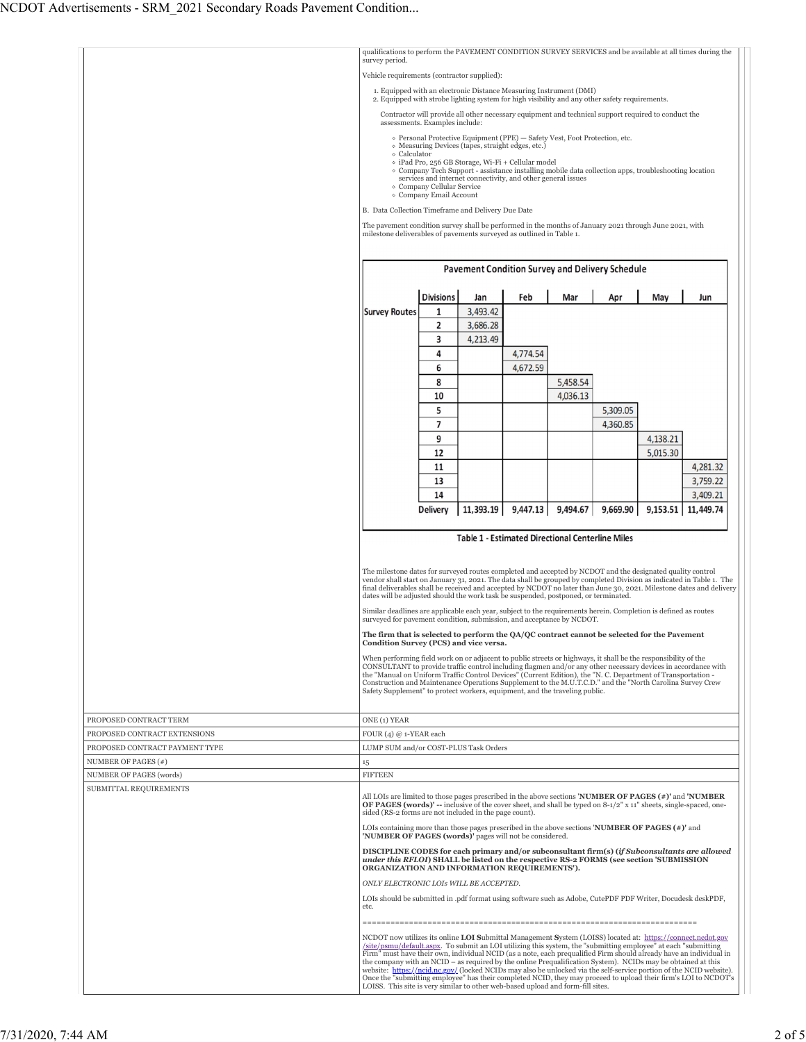qualifications to perform the PAVEMENT CONDITION SURVEY SERVICES and be available at all times during the survey period.

Vehicle requirements (contractor supplied):

1. Equipped with an electronic Distance Measuring Instrument (DMI)
2. Equipped with strobe lighting system for high visibility and any other safety requirements.

Contractor will provide all other necessary equipment and technical support required to conduct the assessments. Examples include:

- Personal Protective Equipment (PPE) — Safety Vest, Foot Protection, etc.
- Measuring Devices (tapes, straight edges, etc.)
- Calculator
- iPad Pro, 256 GB Storage, Wi-Fi + Cellular model
- Company Tech Support - assistance installing mobile data collection apps, troubleshooting location services and internet connectivity, and other general issues
- Company Cellular Service
- Company Email Account

B. Data Collection Timeframe and Delivery Due Date

The pavement condition survey shall be performed in the months of January 2021 through June 2021, with milestone deliverables of pavements surveyed as outlined in Table 1.

**Pavement Condition Survey and Delivery Schedule**

| | Divisions | Jan | Feb | Mar | Apr | May | Jun |
|---|---|---|---|---|---|---|---|
| Survey Routes | 1 | 3,493.42 | | | | | |
| | 2 | 3,686.28 | | | | | |
| | 3 | 4,213.49 | | | | | |
| | 4 | | 4,774.54 | | | | |
| | 6 | | 4,672.59 | | | | |
| | 8 | | | 5,458.54 | | | |
| | 10 | | | 4,036.13 | | | |
| | 5 | | | | 5,309.05 | | |
| | 7 | | | | 4,360.85 | | |
| | 9 | | | | | 4,138.21 | |
| | 12 | | | | | 5,015.30 | |
| | 11 | | | | | | 4,281.32 |
| | 13 | | | | | | 3,759.22 |
| | 14 | | | | | | 3,409.21 |
| | Delivery | 11,393.19 | 9,447.13 | 9,494.67 | 9,669.90 | 9,153.51 | 11,449.74 |

Table 1 - Estimated Directional Centerline Miles

The milestone dates for surveyed routes completed and accepted by NCDOT and the designated quality control vendor shall start on January 31, 2021. The data shall be grouped by completed Division as indicated in Table 1. The final deliverables shall be received and accepted by NCDOT no later than June 30, 2021. Milestone dates and delivery dates will be adjusted should the work task be suspended, postponed, or terminated.

Similar deadlines are applicable each year, subject to the requirements herein. Completion is defined as routes surveyed for pavement condition, submission, and acceptance by NCDOT.

**The firm that is selected to perform the QA/QC contract cannot be selected for the Pavement Condition Survey (PCS) and vice versa.**

When performing field work on or adjacent to public streets or highways, it shall be the responsibility of the CONSULTANT to provide traffic control including flagmen and/or any other necessary devices in accordance with the "Manual on Uniform Traffic Control Devices" (Current Edition), the "N. C. Department of Transportation - Construction and Maintenance Operations Supplement to the M.U.T.C.D." and the "North Carolina Survey Crew Safety Supplement" to protect workers, equipment, and the traveling public.

| | |
|---|---|
| PROPOSED CONTRACT TERM | ONE (1) YEAR |
| PROPOSED CONTRACT EXTENSIONS | FOUR (4) @ 1-YEAR each |
| PROPOSED CONTRACT PAYMENT TYPE | LUMP SUM and/or COST-PLUS Task Orders |
| NUMBER OF PAGES (#) | 15 |
| NUMBER OF PAGES (words) | FIFTEEN |
| SUBMITTAL REQUIREMENTS | |

All LOIs are limited to those pages prescribed in the above sections '**NUMBER OF PAGES (#)**' and '**NUMBER OF PAGES (words)**' -- inclusive of the cover sheet, and shall be typed on 8-1/2" x 11" sheets, single-spaced, one-sided (RS-2 forms are not included in the page count).

LOIs containing more than those pages prescribed in the above sections '**NUMBER OF PAGES (#)**' and '**NUMBER OF PAGES (words)**' pages will not be considered.

**DISCIPLINE CODES for each primary and/or subconsultant firm(s) (*if Subconsultants are allowed under this RFLOI*) SHALL be listed on the respective RS-2 FORMS (see section 'SUBMISSION ORGANIZATION AND INFORMATION REQUIREMENTS').**

*ONLY ELECTRONIC LOIs WILL BE ACCEPTED.*

LOIs should be submitted in .pdf format using software such as Adobe, CutePDF PDF Writer, Docudesk deskPDF, etc.

=====================================================================

NCDOT now utilizes its online **LOI S**ubmittal **M**anagement **S**ystem (LOISS) located at: https://connect.ncdot.gov/site/psmu/default.aspx. To submit an LOI utilizing this system, the "submitting employee" at each "submitting Firm" must have their own, individual NCID (as a note, each prequalified Firm should already have an individual in the company with an NCID – as required by the online Prequalification System). NCIDs may be obtained at this website: https://ncid.nc.gov/ (locked NCIDs may also be unlocked via the self-service portion of the NCID website). Once the "submitting employee" has their completed NCID, they may proceed to upload their firm's LOI to NCDOT's LOISS. This site is very similar to other web-based upload and form-fill sites.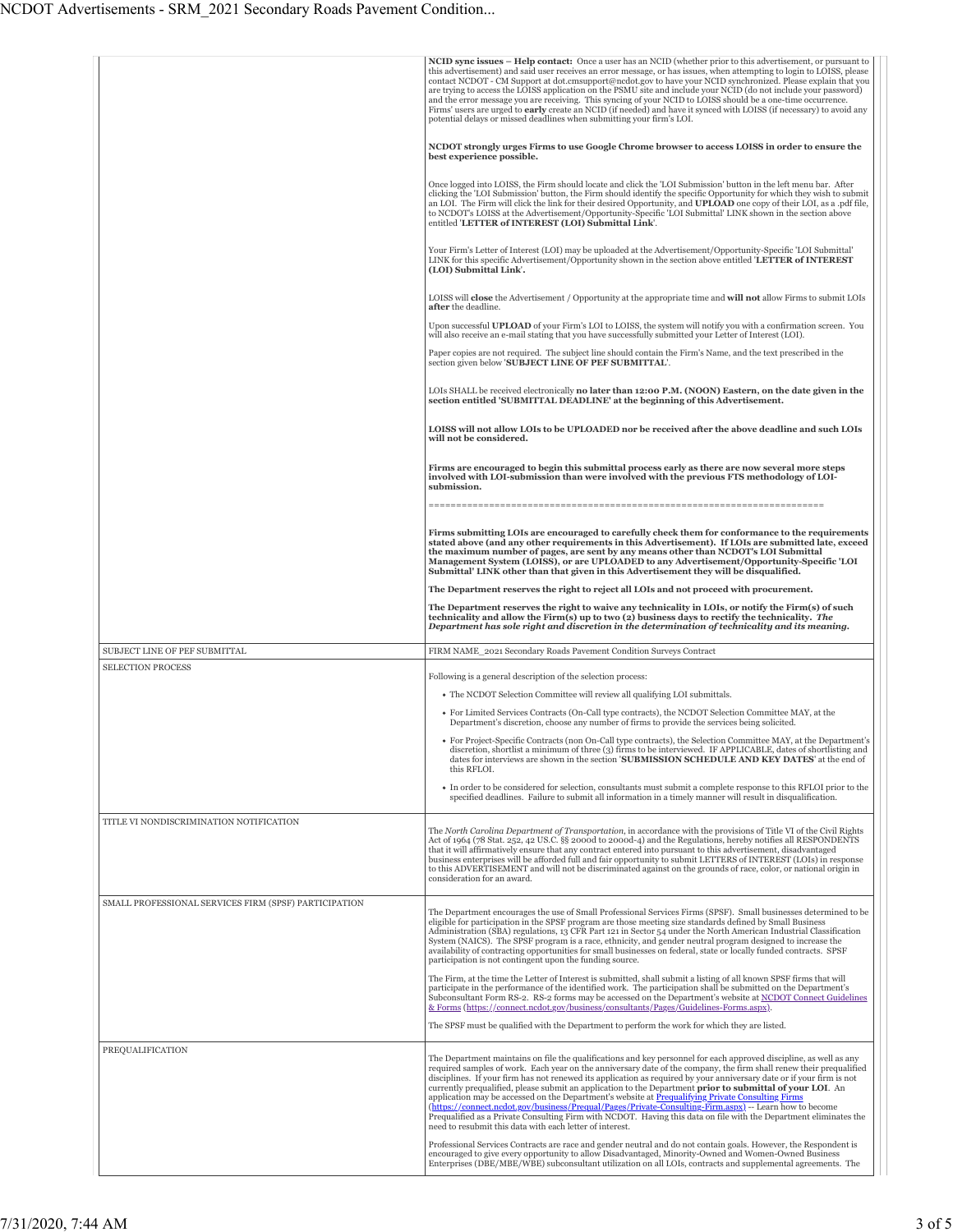| | |
|---|---|
| | **NCID sync issues – Help contact:** Once a user has an NCID (whether prior to this advertisement, or pursuant to this advertisement) and said user receives an error message, or has issues, when attempting to login to LOISS, please contact NCDOT - CM Support at dot.cmsupport@ncdot.gov to have your NCID synchronized. Please explain that you are trying to access the LOISS application on the PSMU site and include your NCID (do not include your password) and the error message you are receiving. This syncing of your NCID to LOISS should be a one-time occurrence. Firms' users are urged to **early** create an NCID (if needed) and have it synced with LOISS (if necessary) to avoid any potential delays or missed deadlines when submitting your firm's LOI.<br><br>**NCDOT strongly urges Firms to use Google Chrome browser to access LOISS in order to ensure the best experience possible.**<br><br>Once logged into LOISS, the Firm should locate and click the 'LOI Submission' button in the left menu bar. After clicking the 'LOI Submission' button, the Firm should identify the specific Opportunity for which they wish to submit an LOI. The Firm will click the link for their desired Opportunity, and **UPLOAD** one copy of their LOI, as a .pdf file, to NCDOT's LOISS at the Advertisement/Opportunity-Specific 'LOI Submittal' LINK shown in the section above entitled '**LETTER of INTEREST (LOI) Submittal Link**'.<br><br>Your Firm's Letter of Interest (LOI) may be uploaded at the Advertisement/Opportunity-Specific 'LOI Submittal' LINK for this specific Advertisement/Opportunity shown in the section above entitled '**LETTER of INTEREST (LOI) Submittal Link**'.<br><br>LOISS will **close** the Advertisement / Opportunity at the appropriate time and **will not** allow Firms to submit LOIs **after** the deadline.<br><br>Upon successful **UPLOAD** of your Firm's LOI to LOISS, the system will notify you with a confirmation screen. You will also receive an e-mail stating that you have successfully submitted your Letter of Interest (LOI).<br><br>Paper copies are not required. The subject line should contain the Firm's Name, and the text prescribed in the section given below '**SUBJECT LINE OF PEF SUBMITTAL**'.<br><br>LOIs SHALL be received electronically **no later than 12:00 P.M. (NOON) Eastern, on the date given in the section entitled 'SUBMITTAL DEADLINE' at the beginning of this Advertisement.**<br><br>**LOISS will not allow LOIs to be UPLOADED nor be received after the above deadline and such LOIs will not be considered.**<br><br>**Firms are encouraged to begin this submittal process early as there are now several more steps involved with LOI-submission than were involved with the previous FTS methodology of LOI-submission.**<br><br>=======================================================================<br><br>**Firms submitting LOIs are encouraged to carefully check them for conformance to the requirements stated above (and any other requirements in this Advertisement). If LOIs are submitted late, exceed the maximum number of pages, are sent by any means other than NCDOT's LOI Submittal Management System (LOISS), or are UPLOADED to any Advertisement/Opportunity-Specific 'LOI Submittal' LINK other than that given in this Advertisement they will be disqualified.**<br><br>**The Department reserves the right to reject all LOIs and not proceed with procurement.**<br><br>**The Department reserves the right to waive any technicality in LOIs, or notify the Firm(s) of such technicality and allow the Firm(s) up to two (2) business days to rectify the technicality.** ***The Department has sole right and discretion in the determination of technicality and its meaning.*** |
| SUBJECT LINE OF PEF SUBMITTAL | FIRM NAME_2021 Secondary Roads Pavement Condition Surveys Contract |
| SELECTION PROCESS | Following is a general description of the selection process:<br><br>• The NCDOT Selection Committee will review all qualifying LOI submittals.<br>• For Limited Services Contracts (On-Call type contracts), the NCDOT Selection Committee MAY, at the Department's discretion, choose any number of firms to provide the services being solicited.<br>• For Project-Specific Contracts (non On-Call type contracts), the Selection Committee MAY, at the Department's discretion, shortlist a minimum of three (3) firms to be interviewed. IF APPLICABLE, dates of shortlisting and dates for interviews are shown in the section '**SUBMISSION SCHEDULE AND KEY DATES**' at the end of this RFLOI.<br>• In order to be considered for selection, consultants must submit a complete response to this RFLOI prior to the specified deadlines. Failure to submit all information in a timely manner will result in disqualification. |
| TITLE VI NONDISCRIMINATION NOTIFICATION | The *North Carolina Department of Transportation,* in accordance with the provisions of Title VI of the Civil Rights Act of 1964 (78 Stat. 252, 42 US.C. §§ 2000d to 2000d-4) and the Regulations, hereby notifies all RESPONDENTS that it will affirmatively ensure that any contract entered into pursuant to this advertisement, disadvantaged business enterprises will be afforded full and fair opportunity to submit LETTERS of INTEREST (LOIs) in response to this ADVERTISEMENT and will not be discriminated against on the grounds of race, color, or national origin in consideration for an award. |
| SMALL PROFESSIONAL SERVICES FIRM (SPSF) PARTICIPATION | The Department encourages the use of Small Professional Services Firms (SPSF). Small businesses determined to be eligible for participation in the SPSF program are those meeting size standards defined by Small Business Administration (SBA) regulations, 13 CFR Part 121 in Sector 54 under the North American Industrial Classification System (NAICS). The SPSF program is a race, ethnicity, and gender neutral program designed to increase the availability of contracting opportunities for small businesses on federal, state or locally funded contracts. SPSF participation is not contingent upon the funding source.<br><br>The Firm, at the time the Letter of Interest is submitted, shall submit a listing of all known SPSF firms that will participate in the performance of the identified work. The participation shall be submitted on the Department's Subconsultant Form RS-2. RS-2 forms may be accessed on the Department's website at [NCDOT Connect Guidelines & Forms](https://connect.ncdot.gov/business/consultants/Pages/Guidelines-Forms.aspx) (https://connect.ncdot.gov/business/consultants/Pages/Guidelines-Forms.aspx).<br><br>The SPSF must be qualified with the Department to perform the work for which they are listed. |
| PREQUALIFICATION | The Department maintains on file the qualifications and key personnel for each approved discipline, as well as any required samples of work. Each year on the anniversary date of the company, the firm shall renew their prequalified disciplines. If your firm has not renewed its application as required by your anniversary date or if your firm is not currently prequalified, please submit an application to the Department **prior to submittal of your LOI**. An application may be accessed on the Department's website at [Prequalifying Private Consulting Firms](https://connect.ncdot.gov/business/Prequal/Pages/Private-Consulting-Firm.aspx) (https://connect.ncdot.gov/business/Prequal/Pages/Private-Consulting-Firm.aspx) -- Learn how to become Prequalified as a Private Consulting Firm with NCDOT. Having this data on file with the Department eliminates the need to resubmit this data with each letter of interest.<br><br>Professional Services Contracts are race and gender neutral and do not contain goals. However, the Respondent is encouraged to give every opportunity to allow Disadvantaged, Minority-Owned and Women-Owned Business Enterprises (DBE/MBE/WBE) subconsultant utilization on all LOIs, contracts and supplemental agreements. The |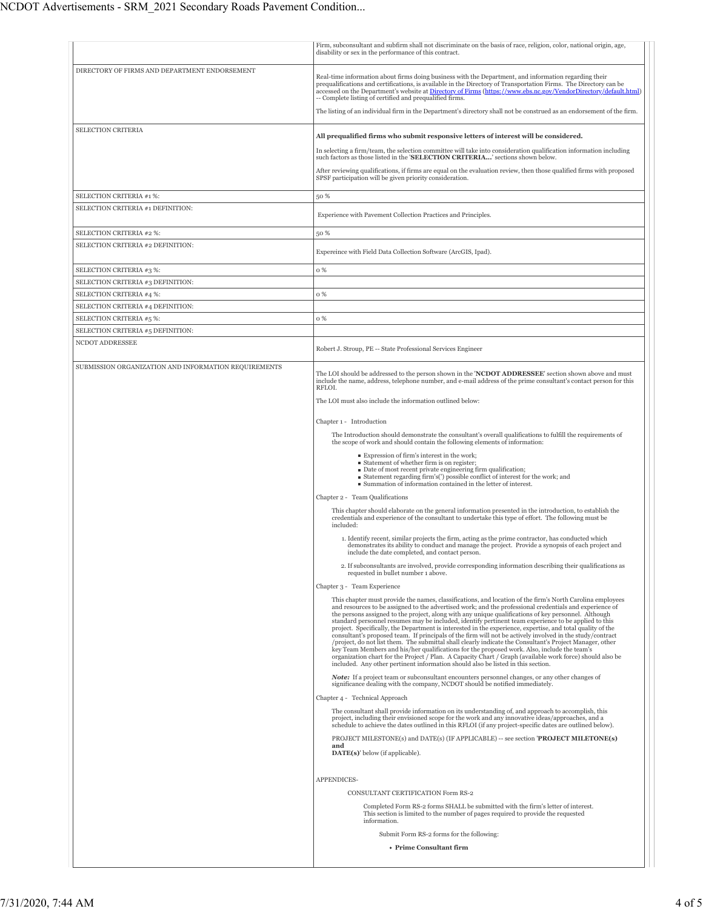| | |
|---|---|
| | Firm, subconsultant and subfirm shall not discriminate on the basis of race, religion, color, national origin, age, disability or sex in the performance of this contract. |
| DIRECTORY OF FIRMS AND DEPARTMENT ENDORSEMENT | Real-time information about firms doing business with the Department, and information regarding their prequalifications and certifications, is available in the Directory of Transportation Firms. The Directory can be accessed on the Department's website at Directory of Firms (https://www.ebs.nc.gov/VendorDirectory/default.html) -- Complete listing of certified and prequalified firms.<br><br>The listing of an individual firm in the Department's directory shall not be construed as an endorsement of the firm. |
| SELECTION CRITERIA | **All prequalified firms who submit responsive letters of interest will be considered.**<br><br>In selecting a firm/team, the selection committee will take into consideration qualification information including such factors as those listed in the '**SELECTION CRITERIA...**' sections shown below.<br><br>After reviewing qualifications, if firms are equal on the evaluation review, then those qualified firms with proposed SPSF participation will be given priority consideration. |
| SELECTION CRITERIA #1 %: | 50 % |
| SELECTION CRITERIA #1 DEFINITION: | Experience with Pavement Collection Practices and Principles. |
| SELECTION CRITERIA #2 %: | 50 % |
| SELECTION CRITERIA #2 DEFINITION: | Expereince with Field Data Collection Software (ArcGIS, Ipad). |
| SELECTION CRITERIA #3 %: | 0 % |
| SELECTION CRITERIA #3 DEFINITION: | |
| SELECTION CRITERIA #4 %: | 0 % |
| SELECTION CRITERIA #4 DEFINITION: | |
| SELECTION CRITERIA #5 %: | 0 % |
| SELECTION CRITERIA #5 DEFINITION: | |
| NCDOT ADDRESSEE | Robert J. Stroup, PE -- State Professional Services Engineer |
| SUBMISSION ORGANIZATION AND INFORMATION REQUIREMENTS | The LOI should be addressed to the person shown in the '**NCDOT ADDRESSEE**' section shown above and must include the name, address, telephone number, and e-mail address of the prime consultant's contact person for this RFLOI.<br><br>The LOI must also include the information outlined below:<br><br>Chapter 1 - Introduction<br><br>The Introduction should demonstrate the consultant's overall qualifications to fulfill the requirements of the scope of work and should contain the following elements of information:<br>- Expression of firm's interest in the work;<br>- Statement of whether firm is on register;<br>- Date of most recent private engineering firm qualification;<br>- Statement regarding firm's(') possible conflict of interest for the work; and<br>- Summation of information contained in the letter of interest.<br><br>Chapter 2 - Team Qualifications<br><br>This chapter should elaborate on the general information presented in the introduction, to establish the credentials and experience of the consultant to undertake this type of effort. The following must be included:<br><br>1. Identify recent, similar projects the firm, acting as the prime contractor, has conducted which demonstrates its ability to conduct and manage the project. Provide a synopsis of each project and include the date completed, and contact person.<br>2. If subconsultants are involved, provide corresponding information describing their qualifications as requested in bullet number 1 above.<br><br>Chapter 3 - Team Experience<br><br>This chapter must provide the names, classifications, and location of the firm's North Carolina employees and resources to be assigned to the advertised work; and the professional credentials and experience of the persons assigned to the project, along with any unique qualifications of key personnel. Although standard personnel resumes may be included, identify pertinent team experience to be applied to this project. Specifically, the Department is interested in the experience, expertise, and total quality of the consultant's proposed team. If principals of the firm will not be actively involved in the study/contract /project, do not list them. The submittal shall clearly indicate the Consultant's Project Manager, other key Team Members and his/her qualifications for the proposed work. Also, include the team's organization chart for the Project / Plan. A Capacity Chart / Graph (available work force) should also be included. Any other pertinent information should also be listed in this section.<br><br>***Note:*** If a project team or subconsultant encounters personnel changes, or any other changes of significance dealing with the company, NCDOT should be notified immediately.<br><br>Chapter 4 - Technical Approach<br><br>The consultant shall provide information on its understanding of, and approach to accomplish, this project, including their envisioned scope for the work and any innovative ideas/approaches, and a schedule to achieve the dates outlined in this RFLOI (if any project-specific dates are outlined below).<br><br>PROJECT MILESTONE(s) and DATE(s) (IF APPLICABLE) -- see section '**PROJECT MILETONE(s) and DATE(s)**' below (if applicable).<br><br>APPENDICES-<br><br>CONSULTANT CERTIFICATION Form RS-2<br><br>Completed Form RS-2 forms SHALL be submitted with the firm's letter of interest. This section is limited to the number of pages required to provide the requested information.<br><br>Submit Form RS-2 forms for the following:<br>- **Prime Consultant firm** |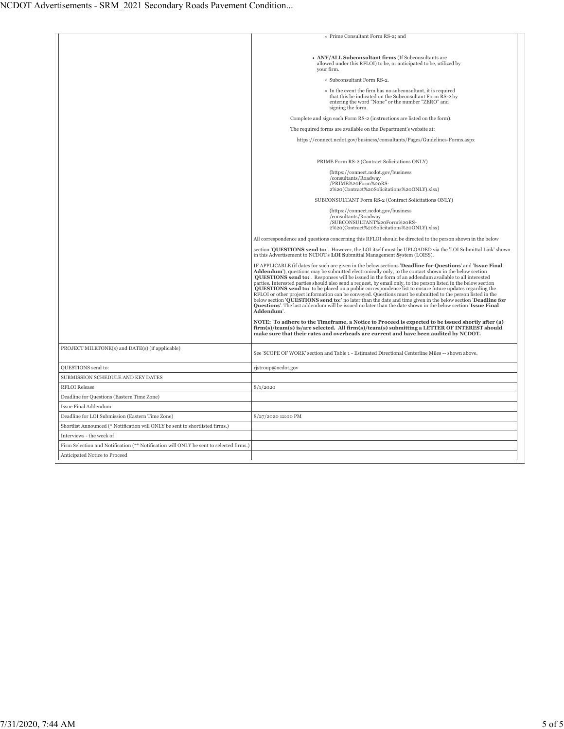- Prime Consultant Form RS-2; and

- **ANY/ALL Subconsultant firms** (If Subconsultants are allowed under this RFLOI) to be, or anticipated to be, utilized by your firm.
  - Subconsultant Form RS-2.
  - In the event the firm has no subconsultant, it is required that this be indicated on the Subconsultant Form RS-2 by entering the word "None" or the number "ZERO" and signing the form.

Complete and sign each Form RS-2 (instructions are listed on the form).

The required forms are available on the Department's website at:

https://connect.ncdot.gov/business/consultants/Pages/Guidelines-Forms.aspx

PRIME Form RS-2 (Contract Solicitations ONLY)

(https://connect.ncdot.gov/business/consultants/Roadway/PRIME%20Form%20RS-2%20(Contract%20Solicitations%20ONLY).xlsx)

SUBCONSULTANT Form RS-2 (Contract Solicitations ONLY)

(https://connect.ncdot.gov/business/consultants/Roadway/SUBCONSULTANT%20Form%20RS-2%20(Contract%20Solicitations%20ONLY).xlsx)

All correspondence and questions concerning this RFLOI should be directed to the person shown in the below

section '**QUESTIONS send to:**'. However, the LOI itself must be UPLOADED via the 'LOI Submittal Link' shown in this Advertisement to NCDOT's **LOI S**ubmittal Management **S**ystem (LOISS).

IF APPLICABLE (if dates for such are given in the below sections '**Deadline for Questions**' and '**Issue Final Addendum**'), questions may be submitted electronically only, to the contact shown in the below section '**QUESTIONS send to:**'. Responses will be issued in the form of an addendum available to all interested parties. Interested parties should also send a request, by email only, to the person listed in the below section '**QUESTIONS send to:**' to be placed on a public correspondence list to ensure future updates regarding the RFLOI or other project information can be conveyed. Questions must be submitted to the person listed in the below section '**QUESTIONS send to:**' no later than the date and time given in the below section '**Deadline for Questions**'. The last addendum will be issued no later than the date shown in the below section '**Issue Final Addendum**'.

**NOTE: To adhere to the Timeframe, a Notice to Proceed is expected to be issued shortly after (a) firm(s)/team(s) is/are selected. All firm(s)/team(s) submitting a LETTER OF INTEREST should make sure that their rates and overheads are current and have been audited by NCDOT.**

| | |
|---|---|
| PROJECT MILETONE(s) and DATE(s) (if applicable) | See 'SCOPE OF WORK' section and Table 1 - Estimated Directional Centerline Miles -- shown above. |
| QUESTIONS send to: | rjstroup@ncdot.gov |
| SUBMISSION SCHEDULE AND KEY DATES | |
| RFLOI Release | 8/1/2020 |
| Deadline for Questions (Eastern Time Zone) | |
| Issue Final Addendum | |
| Deadline for LOI Submission (Eastern Time Zone) | 8/27/2020 12:00 PM |
| Shortlist Announced (* Notification will ONLY be sent to shortlisted firms.) | |
| Interviews - the week of | |
| Firm Selection and Notification (** Notification will ONLY be sent to selected firms.) | |
| Anticipated Notice to Proceed | |